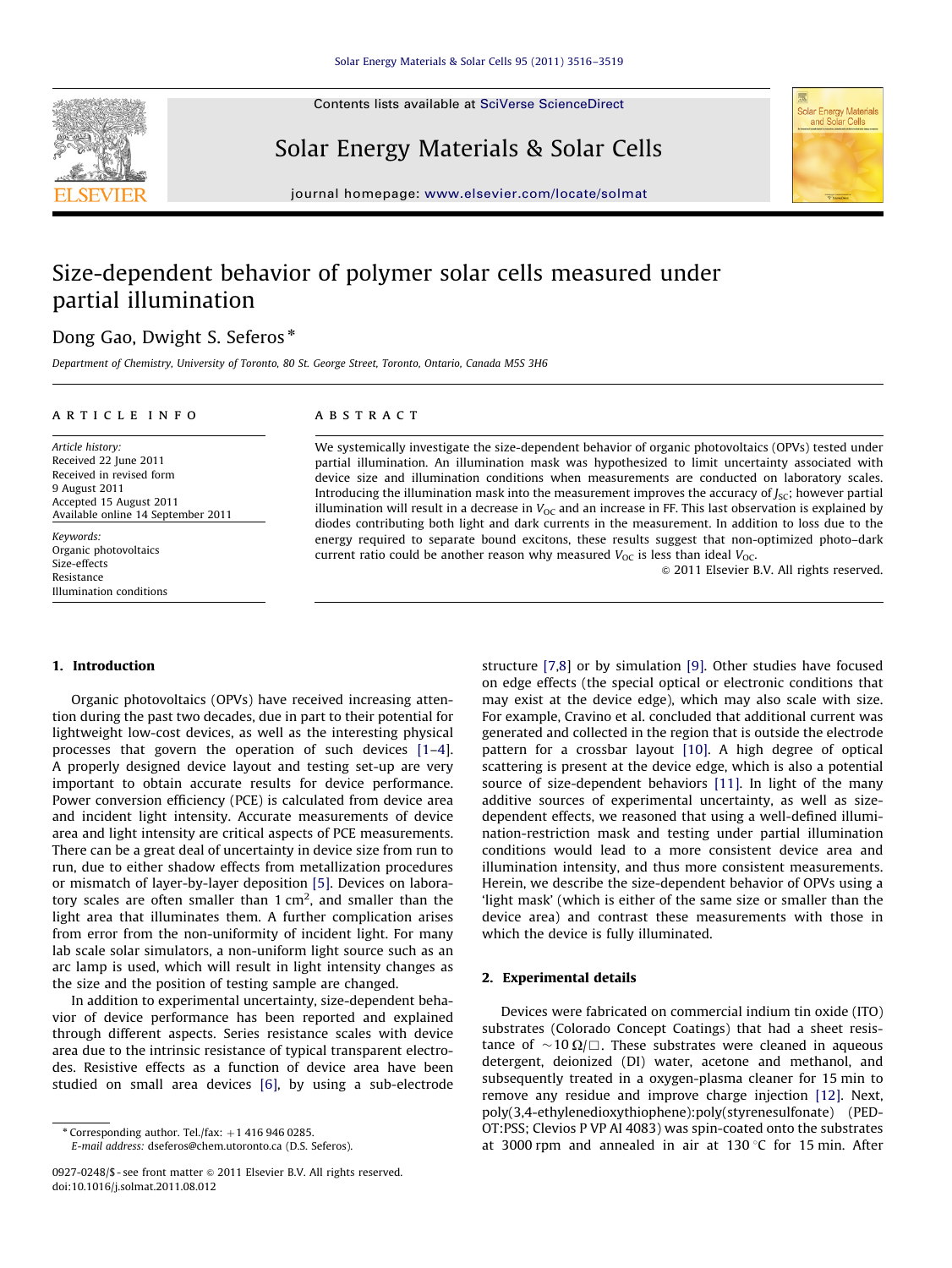# Size-dependent behavior of polymer solar cells measured under partial illumination

Dong Gao, Dwight S. Seferos*

*Department of Chemistry, University of Toronto, 80 St. George Street, Toronto, Ontario, Canada M5S 3H6*

**ARTICLE INFO**

*Article history:*
Received 22 June 2011
Received in revised form
9 August 2011
Accepted 15 August 2011
Available online 14 September 2011

*Keywords:*
Organic photovoltaics
Size-effects
Resistance
Illumination conditions

**ABSTRACT**

We systemically investigate the size-dependent behavior of organic photovoltaics (OPVs) tested under partial illumination. An illumination mask was hypothesized to limit uncertainty associated with device size and illumination conditions when measurements are conducted on laboratory scales. Introducing the illumination mask into the measurement improves the accuracy of $J_{SC}$; however partial illumination will result in a decrease in $V_{OC}$ and an increase in FF. This last observation is explained by diodes contributing both light and dark currents in the measurement. In addition to loss due to the energy required to separate bound excitons, these results suggest that non-optimized photo–dark current ratio could be another reason why measured $V_{OC}$ is less than ideal $V_{OC}$.

© 2011 Elsevier B.V. All rights reserved.

## 1. Introduction

Organic photovoltaics (OPVs) have received increasing attention during the past two decades, due in part to their potential for lightweight low-cost devices, as well as the interesting physical processes that govern the operation of such devices [1–4]. A properly designed device layout and testing set-up are very important to obtain accurate results for device performance. Power conversion efficiency (PCE) is calculated from device area and incident light intensity. Accurate measurements of device area and light intensity are critical aspects of PCE measurements. There can be a great deal of uncertainty in device size from run to run, due to either shadow effects from metallization procedures or mismatch of layer-by-layer deposition [5]. Devices on laboratory scales are often smaller than 1 $cm^2$, and smaller than the light area that illuminates them. A further complication arises from error from the non-uniformity of incident light. For many lab scale solar simulators, a non-uniform light source such as an arc lamp is used, which will result in light intensity changes as the size and the position of testing sample are changed.

In addition to experimental uncertainty, size-dependent behavior of device performance has been reported and explained through different aspects. Series resistance scales with device area due to the intrinsic resistance of typical transparent electrodes. Resistive effects as a function of device area have been studied on small area devices [6], by using a sub-electrode structure [7,8] or by simulation [9]. Other studies have focused on edge effects (the special optical or electronic conditions that may exist at the device edge), which may also scale with size. For example, Cravino et al. concluded that additional current was generated and collected in the region that is outside the electrode pattern for a crossbar layout [10]. A high degree of optical scattering is present at the device edge, which is also a potential source of size-dependent behaviors [11]. In light of the many additive sources of experimental uncertainty, as well as size-dependent effects, we reasoned that using a well-defined illumination-restriction mask and testing under partial illumination conditions would lead to a more consistent device area and illumination intensity, and thus more consistent measurements. Herein, we describe the size-dependent behavior of OPVs using a 'light mask' (which is either of the same size or smaller than the device area) and contrast these measurements with those in which the device is fully illuminated.

## 2. Experimental details

Devices were fabricated on commercial indium tin oxide (ITO) substrates (Colorado Concept Coatings) that had a sheet resistance of $\sim 10\ \Omega/\square$. These substrates were cleaned in aqueous detergent, deionized (DI) water, acetone and methanol, and subsequently treated in a oxygen-plasma cleaner for 15 min to remove any residue and improve charge injection [12]. Next, poly(3,4-ethylenedioxythiophene):poly(styrenesulfonate) (PEDOT:PSS; Clevios P VP AI 4083) was spin-coated onto the substrates at 3000 rpm and annealed in air at 130 °C for 15 min. After

* Corresponding author. Tel./fax: +1 416 946 0285.
E-mail address: dseferos@chem.utoronto.ca (D.S. Seferos).

0927-0248/$ - see front matter © 2011 Elsevier B.V. All rights reserved.
doi:10.1016/j.solmat.2011.08.012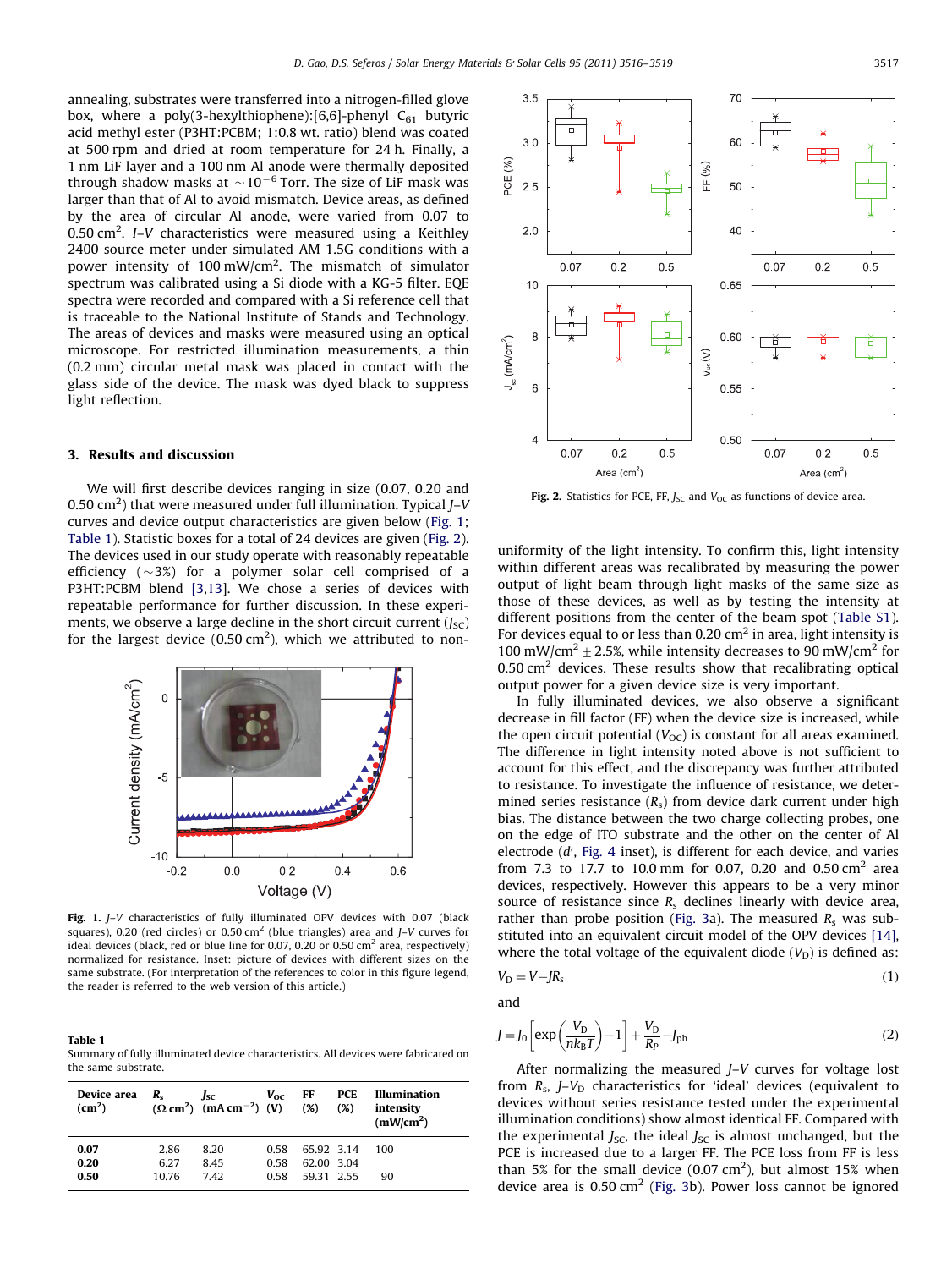annealing, substrates were transferred into a nitrogen-filled glove box, where a poly(3-hexylthiophene):[6,6]-phenyl $C_{61}$ butyric acid methyl ester (P3HT:PCBM; 1:0.8 wt. ratio) blend was coated at 500 rpm and dried at room temperature for 24 h. Finally, a 1 nm LiF layer and a 100 nm Al anode were thermally deposited through shadow masks at $\sim 10^{-6}$ Torr. The size of LiF mask was larger than that of Al to avoid mismatch. Device areas, as defined by the area of circular Al anode, were varied from 0.07 to 0.50 cm$^2$. *I–V* characteristics were measured using a Keithley 2400 source meter under simulated AM 1.5G conditions with a power intensity of 100 mW/cm$^2$. The mismatch of simulator spectrum was calibrated using a Si diode with a KG-5 filter. EQE spectra were recorded and compared with a Si reference cell that is traceable to the National Institute of Stands and Technology. The areas of devices and masks were measured using an optical microscope. For restricted illumination measurements, a thin (0.2 mm) circular metal mask was placed in contact with the glass side of the device. The mask was dyed black to suppress light reflection.

## 3. Results and discussion

We will first describe devices ranging in size (0.07, 0.20 and 0.50 cm$^2$) that were measured under full illumination. Typical *J–V* curves and device output characteristics are given below (Fig. 1; Table 1). Statistic boxes for a total of 24 devices are given (Fig. 2). The devices used in our study operate with reasonably repeatable efficiency (~3%) for a polymer solar cell comprised of a P3HT:PCBM blend [3,13]. We chose a series of devices with repeatable performance for further discussion. In these experiments, we observe a large decline in the short circuit current ($J_{SC}$) for the largest device (0.50 cm$^2$), which we attributed to non-uniformity of the light intensity. To confirm this, light intensity within different areas was recalibrated by measuring the power output of light beam through light masks of the same size as those of these devices, as well as by testing the intensity at different positions from the center of the beam spot (Table S1). For devices equal to or less than 0.20 cm$^2$ in area, light intensity is 100 mW/cm$^2 \pm 2.5$%, while intensity decreases to 90 mW/cm$^2$ for 0.50 cm$^2$ devices. These results show that recalibrating optical output power for a given device size is very important.

Fig. 1. *J–V* characteristics of fully illuminated OPV devices with 0.07 (black squares), 0.20 (red circles) or 0.50 cm$^2$ (blue triangles) area and *J–V* curves for ideal devices (black, red or blue line for 0.07, 0.20 or 0.50 cm$^2$ area, respectively) normalized for resistance. Inset: picture of devices with different sizes on the same substrate. (For interpretation of the references to color in this figure legend, the reader is referred to the web version of this article.)

**Table 1**
Summary of fully illuminated device characteristics. All devices were fabricated on the same substrate.

| Device area (cm$^2$) | $R_s$ ($\Omega$ cm$^2$) | $J_{SC}$ (mA cm$^{-2}$) | $V_{OC}$ (V) | FF (%) | PCE (%) | Illumination intensity (mW/cm$^2$) |
|---|---|---|---|---|---|---|
| **0.07** | 2.86 | 8.20 | 0.58 | 65.92 | 3.14 | 100 |
| **0.20** | 6.27 | 8.45 | 0.58 | 62.00 | 3.04 | |
| **0.50** | 10.76 | 7.42 | 0.58 | 59.31 | 2.55 | 90 |

Fig. 2. Statistics for PCE, FF, $J_{SC}$ and $V_{OC}$ as functions of device area.

In fully illuminated devices, we also observe a significant decrease in fill factor (FF) when the device size is increased, while the open circuit potential ($V_{OC}$) is constant for all areas examined. The difference in light intensity noted above is not sufficient to account for this effect, and the discrepancy was further attributed to resistance. To investigate the influence of resistance, we determined series resistance ($R_s$) from device dark current under high bias. The distance between the two charge collecting probes, one on the edge of ITO substrate and the other on the center of Al electrode ($d'$, Fig. 4 inset), is different for each device, and varies from 7.3 to 17.7 to 10.0 mm for 0.07, 0.20 and 0.50 cm$^2$ area devices, respectively. However this appears to be a very minor source of resistance since $R_s$ declines linearly with device area, rather than probe position (Fig. 3a). The measured $R_s$ was substituted into an equivalent circuit model of the OPV devices [14], where the total voltage of the equivalent diode ($V_D$) is defined as:

$$V_D = V - JR_s \tag{1}$$

and

$$J = J_0\left[\exp\left(\frac{V_D}{nk_BT}\right) - 1\right] + \frac{V_D}{R_P} - J_{ph} \tag{2}$$

After normalizing the measured *J–V* curves for voltage lost from $R_s$, *J–V*$_D$ characteristics for 'ideal' devices (equivalent to devices without series resistance tested under the experimental illumination conditions) show almost identical FF. Compared with the experimental $J_{SC}$, the ideal $J_{SC}$ is almost unchanged, but the PCE is increased due to a larger FF. The PCE loss from FF is less than 5% for the small device (0.07 cm$^2$), but almost 15% when device area is 0.50 cm$^2$ (Fig. 3b). Power loss cannot be ignored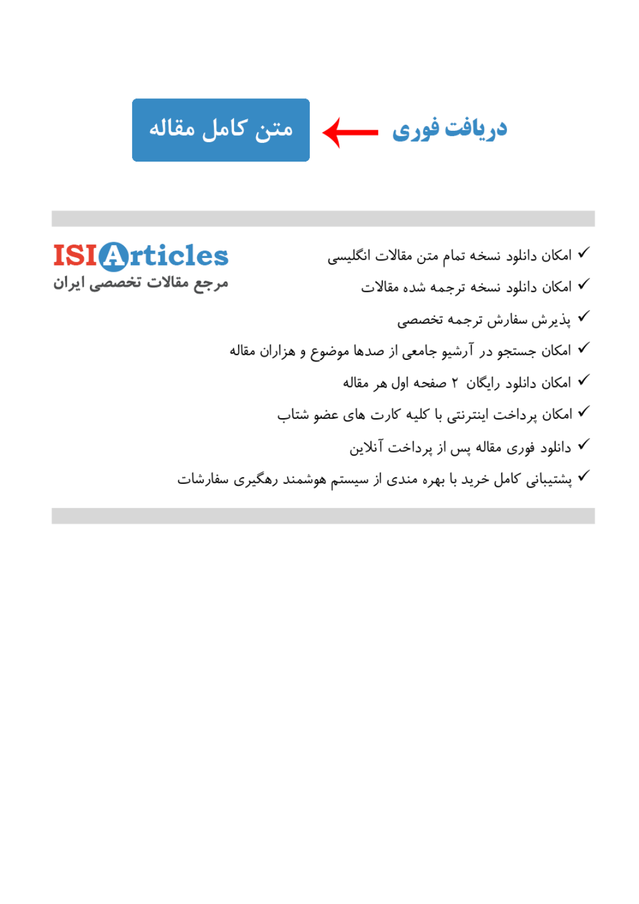دریافت فوری ← **متن کامل مقاله**

**ISIArticles**
مرجع مقالات تخصصی ایران

- ✓ امکان دانلود نسخه تمام متن مقالات انگلیسی
- ✓ امکان دانلود نسخه ترجمه شده مقالات
- ✓ پذیرش سفارش ترجمه تخصصی
- ✓ امکان جستجو در آرشیو جامعی از صدها موضوع و هزاران مقاله
- ✓ امکان دانلود رایگان ۲ صفحه اول هر مقاله
- ✓ امکان پرداخت اینترنتی با کلیه کارت های عضو شتاب
- ✓ دانلود فوری مقاله پس از پرداخت آنلاین
- ✓ پشتیبانی کامل خرید با بهره مندی از سیستم هوشمند رهگیری سفارشات